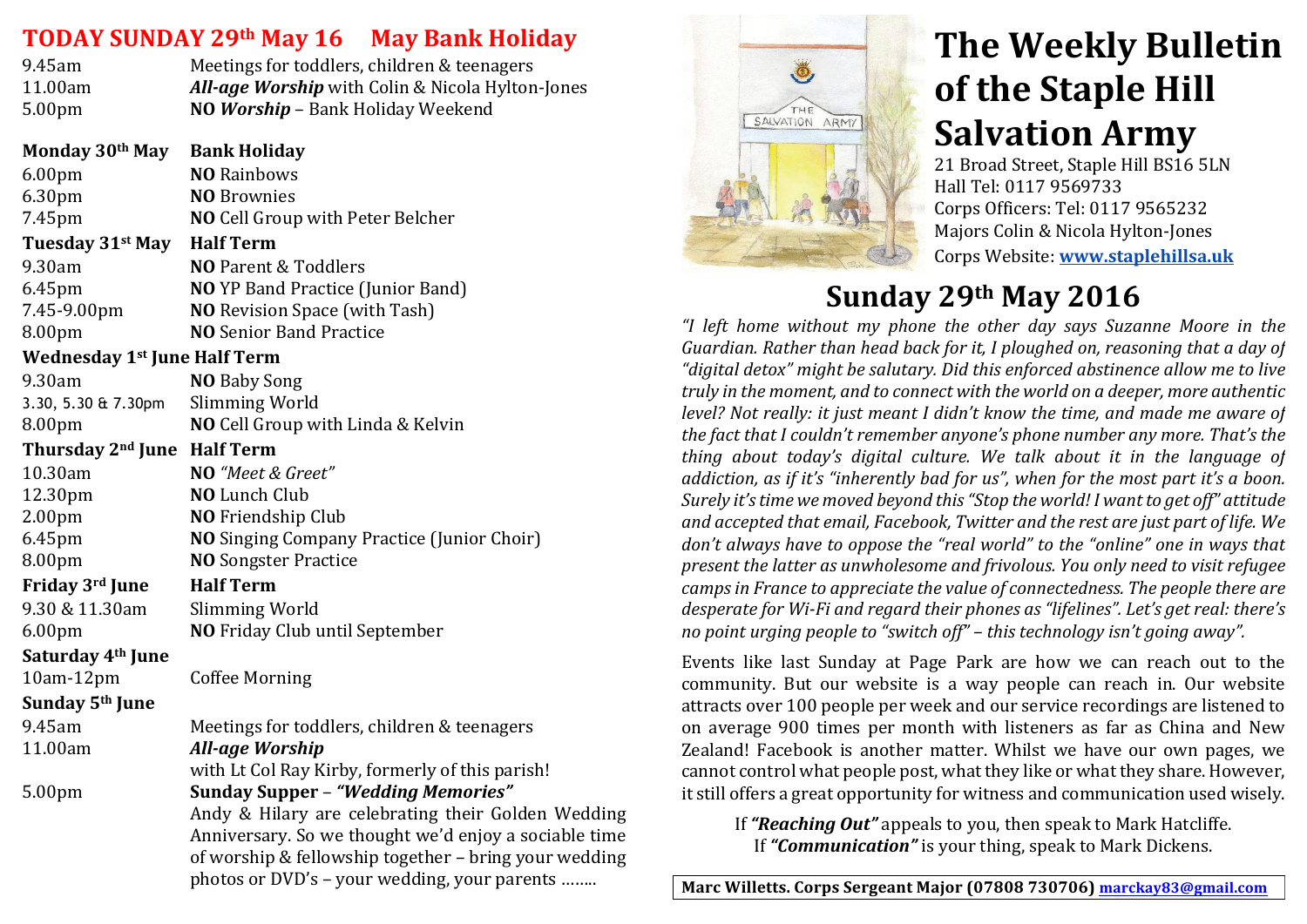# The Weekly Bulletin of the Staple Hill Salvation Army

21 Broad Street, Staple Hill BS16 5LN
Hall Tel: 0117 9569733
Corps Officers: Tel: 0117 9565232
Majors Colin & Nicola Hylton-Jones
Corps Website: **www.staplehillsa.uk**

## Sunday 29th May 2016

*"I left home without my phone the other day says Suzanne Moore in the Guardian. Rather than head back for it, I ploughed on, reasoning that a day of "digital detox" might be salutary. Did this enforced abstinence allow me to live truly in the moment, and to connect with the world on a deeper, more authentic level? Not really: it just meant I didn't know the time, and made me aware of the fact that I couldn't remember anyone's phone number any more. That's the thing about today's digital culture. We talk about it in the language of addiction, as if it's "inherently bad for us", when for the most part it's a boon. Surely it's time we moved beyond this "Stop the world! I want to get off" attitude and accepted that email, Facebook, Twitter and the rest are just part of life. We don't always have to oppose the "real world" to the "online" one in ways that present the latter as unwholesome and frivolous. You only need to visit refugee camps in France to appreciate the value of connectedness. The people there are desperate for Wi-Fi and regard their phones as "lifelines". Let's get real: there's no point urging people to "switch off" – this technology isn't going away".*

Events like last Sunday at Page Park are how we can reach out to the community. But our website is a way people can reach in. Our website attracts over 100 people per week and our service recordings are listened to on average 900 times per month with listeners as far as China and New Zealand! Facebook is another matter. Whilst we have our own pages, we cannot control what people post, what they like or what they share. However, it still offers a great opportunity for witness and communication used wisely.

If ***"Reaching Out"*** appeals to you, then speak to Mark Hatcliffe.
If ***"Communication"*** is your thing, speak to Mark Dickens.

**Marc Willetts. Corps Sergeant Major (07808 730706) marckay83@gmail.com**

## TODAY SUNDAY 29th May 16 May Bank Holiday

| | |
|---|---|
| 9.45am | Meetings for toddlers, children & teenagers |
| 11.00am | ***All-age Worship*** with Colin & Nicola Hylton-Jones |
| 5.00pm | **NO *Worship*** – Bank Holiday Weekend |
| **Monday 30th May** | **Bank Holiday** |
| 6.00pm | **NO** Rainbows |
| 6.30pm | **NO** Brownies |
| 7.45pm | **NO** Cell Group with Peter Belcher |
| **Tuesday 31st May** | **Half Term** |
| 9.30am | **NO** Parent & Toddlers |
| 6.45pm | **NO** YP Band Practice (Junior Band) |
| 7.45-9.00pm | **NO** Revision Space (with Tash) |
| 8.00pm | **NO** Senior Band Practice |
| **Wednesday 1st June** | **Half Term** |
| 9.30am | **NO** Baby Song |
| 3.30, 5.30 & 7.30pm | Slimming World |
| 8.00pm | **NO** Cell Group with Linda & Kelvin |
| **Thursday 2nd June** | **Half Term** |
| 10.30am | **NO** *"Meet & Greet"* |
| 12.30pm | **NO** Lunch Club |
| 2.00pm | **NO** Friendship Club |
| 6.45pm | **NO** Singing Company Practice (Junior Choir) |
| 8.00pm | **NO** Songster Practice |
| **Friday 3rd June** | **Half Term** |
| 9.30 & 11.30am | Slimming World |
| 6.00pm | **NO** Friday Club until September |
| **Saturday 4th June** | |
| 10am-12pm | Coffee Morning |
| **Sunday 5th June** | |
| 9.45am | Meetings for toddlers, children & teenagers |
| 11.00am | ***All-age Worship*** with Lt Col Ray Kirby, formerly of this parish! |
| 5.00pm | **Sunday Supper** – ***"Wedding Memories"*** Andy & Hilary are celebrating their Golden Wedding Anniversary. So we thought we'd enjoy a sociable time of worship & fellowship together – bring your wedding photos or DVD's – your wedding, your parents …….. |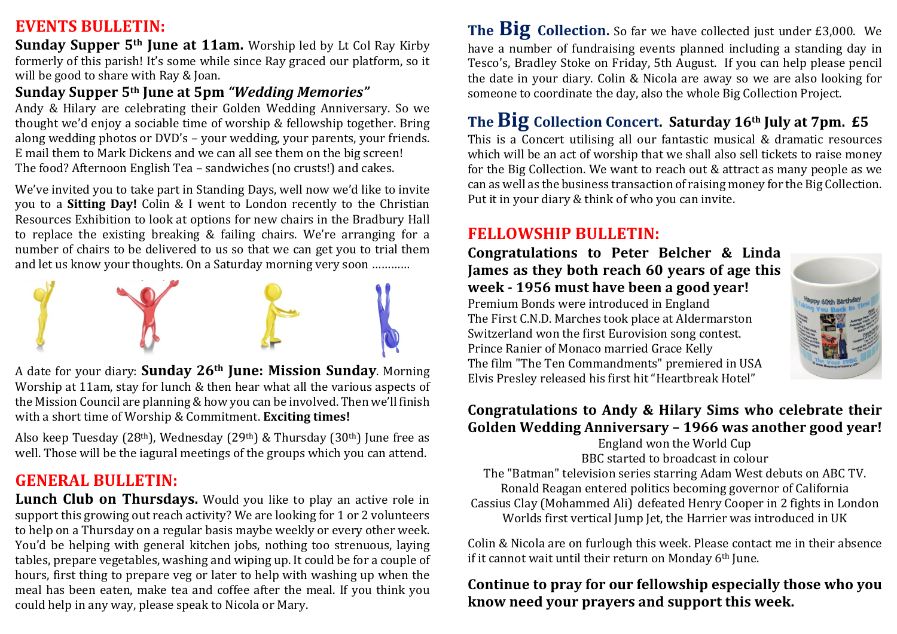## EVENTS BULLETIN:

**Sunday Supper 5th June at 11am.** Worship led by Lt Col Ray Kirby formerly of this parish! It's some while since Ray graced our platform, so it will be good to share with Ray & Joan.

**Sunday Supper 5th June at 5pm *"Wedding Memories"***

Andy & Hilary are celebrating their Golden Wedding Anniversary. So we thought we'd enjoy a sociable time of worship & fellowship together. Bring along wedding photos or DVD's – your wedding, your parents, your friends. E mail them to Mark Dickens and we can all see them on the big screen! The food? Afternoon English Tea – sandwiches (no crusts!) and cakes.

We've invited you to take part in Standing Days, well now we'd like to invite you to a **Sitting Day!** Colin & I went to London recently to the Christian Resources Exhibition to look at options for new chairs in the Bradbury Hall to replace the existing breaking & failing chairs. We're arranging for a number of chairs to be delivered to us so that we can get you to trial them and let us know your thoughts. On a Saturday morning very soon …………

A date for your diary: **Sunday 26th June: Mission Sunday**. Morning Worship at 11am, stay for lunch & then hear what all the various aspects of the Mission Council are planning & how you can be involved. Then we'll finish with a short time of Worship & Commitment. **Exciting times!**

Also keep Tuesday (28th), Wednesday (29th) & Thursday (30th) June free as well. Those will be the iagural meetings of the groups which you can attend.

## GENERAL BULLETIN:

**Lunch Club on Thursdays.** Would you like to play an active role in support this growing out reach activity? We are looking for 1 or 2 volunteers to help on a Thursday on a regular basis maybe weekly or every other week. You'd be helping with general kitchen jobs, nothing too strenuous, laying tables, prepare vegetables, washing and wiping up. It could be for a couple of hours, first thing to prepare veg or later to help with washing up when the meal has been eaten, make tea and coffee after the meal. If you think you could help in any way, please speak to Nicola or Mary.

**The Big Collection.** So far we have collected just under £3,000. We have a number of fundraising events planned including a standing day in Tesco's, Bradley Stoke on Friday, 5th August. If you can help please pencil the date in your diary. Colin & Nicola are away so we are also looking for someone to coordinate the day, also the whole Big Collection Project.

**The Big Collection Concert. Saturday 16th July at 7pm. £5**

This is a Concert utilising all our fantastic musical & dramatic resources which will be an act of worship that we shall also sell tickets to raise money for the Big Collection. We want to reach out & attract as many people as we can as well as the business transaction of raising money for the Big Collection. Put it in your diary & think of who you can invite.

## FELLOWSHIP BULLETIN:

**Congratulations to Peter Belcher & Linda James as they both reach 60 years of age this week - 1956 must have been a good year!**

Premium Bonds were introduced in England
The First C.N.D. Marches took place at Aldermarston
Switzerland won the first Eurovision song contest.
Prince Ranier of Monaco married Grace Kelly
The film "The Ten Commandments" premiered in USA
Elvis Presley released his first hit "Heartbreak Hotel"

**Congratulations to Andy & Hilary Sims who celebrate their Golden Wedding Anniversary – 1966 was another good year!**

England won the World Cup
BBC started to broadcast in colour
The "Batman" television series starring Adam West debuts on ABC TV.
Ronald Reagan entered politics becoming governor of California
Cassius Clay (Mohammed Ali) defeated Henry Cooper in 2 fights in London
Worlds first vertical Jump Jet, the Harrier was introduced in UK

Colin & Nicola are on furlough this week. Please contact me in their absence if it cannot wait until their return on Monday 6th June.

**Continue to pray for our fellowship especially those who you know need your prayers and support this week.**